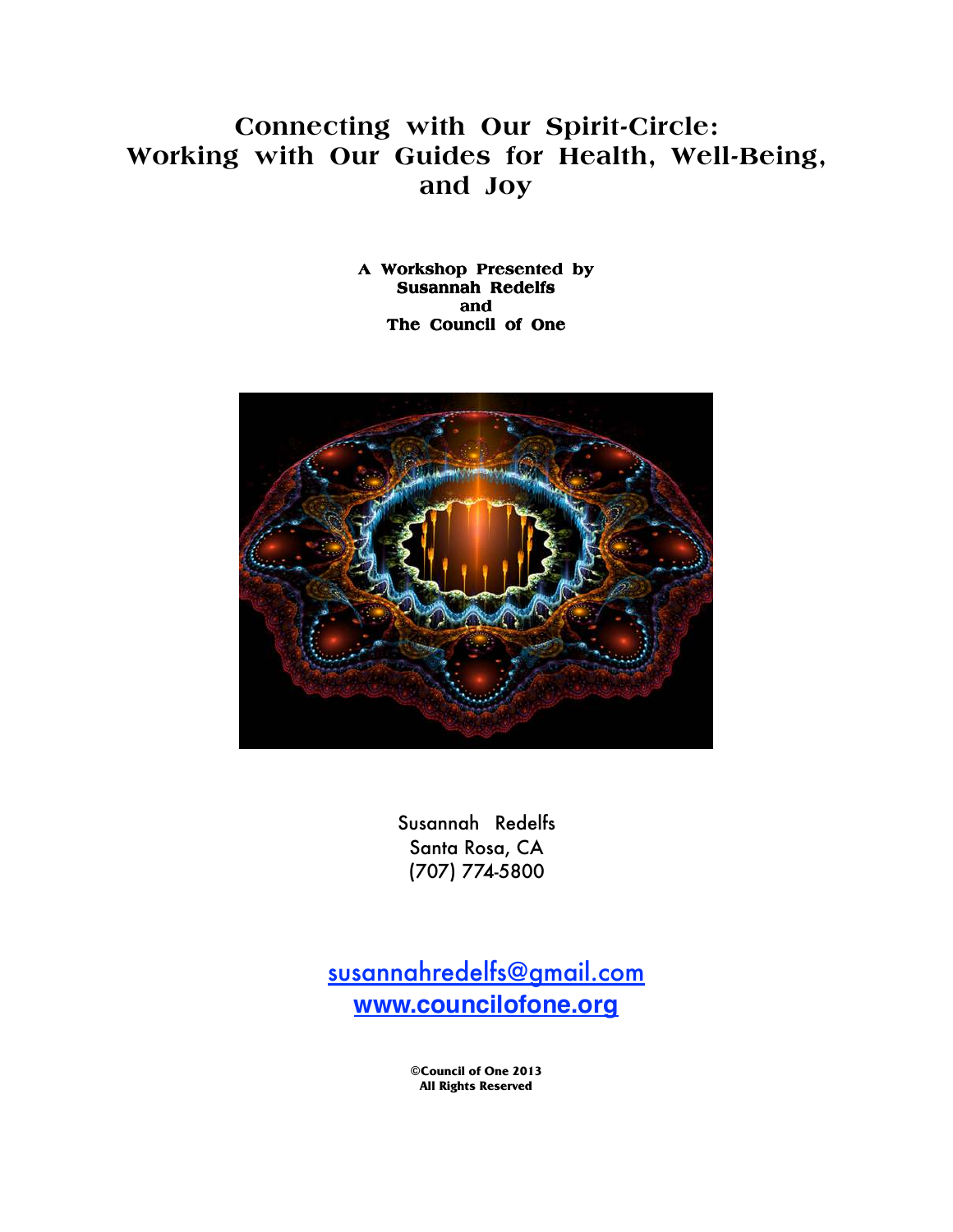# Connecting with Our Spirit-Circle: Working with Our Guides for Health, Well-Being, and Joy

**A Workshop Presented by**
**Susannah Redelfs**
**and**
**The Council of One**

Susannah Redelfs
Santa Rosa, CA
(707) 774-5800

susannahredelfs@gmail.com
**www.councilofone.org**

**©Council of One 2013**
**All Rights Reserved**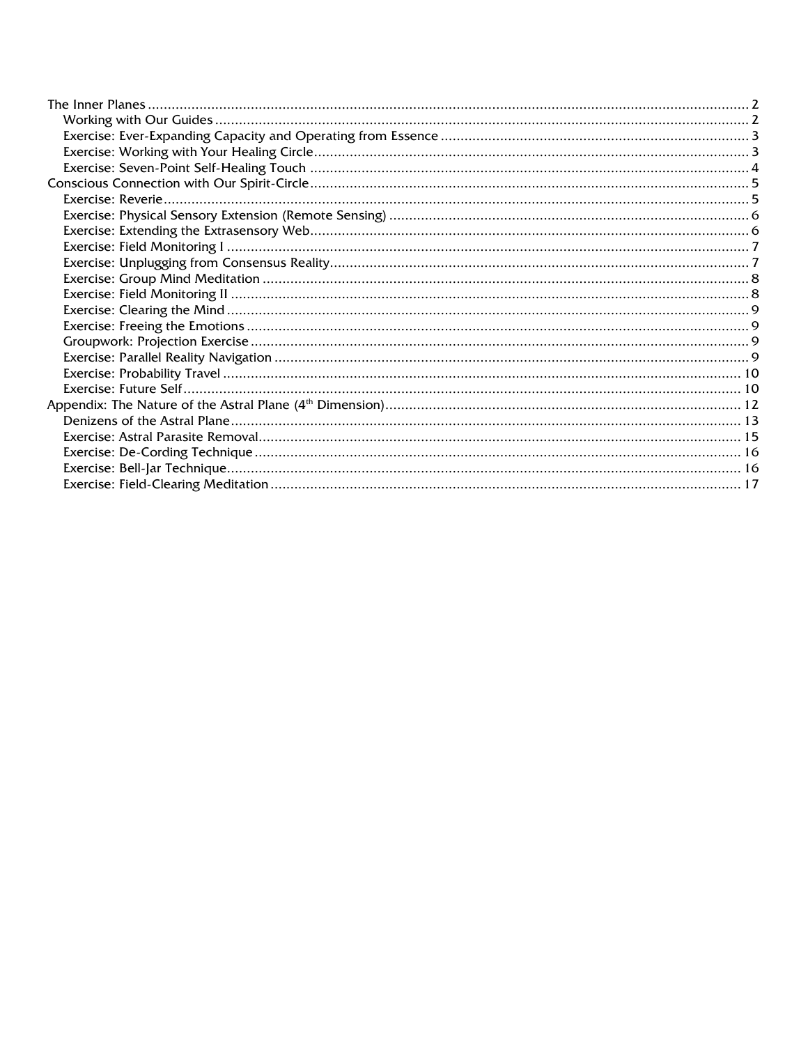The Inner Planes ........................................................ 2
- Working with Our Guides ........................................................ 2
- Exercise: Ever-Expanding Capacity and Operating from Essence ........................................................ 3
- Exercise: Working with Your Healing Circle ........................................................ 3
- Exercise: Seven-Point Self-Healing Touch ........................................................ 4

Conscious Connection with Our Spirit-Circle ........................................................ 5
- Exercise: Reverie ........................................................ 5
- Exercise: Physical Sensory Extension (Remote Sensing) ........................................................ 6
- Exercise: Extending the Extrasensory Web ........................................................ 6
- Exercise: Field Monitoring I ........................................................ 7
- Exercise: Unplugging from Consensus Reality ........................................................ 7
- Exercise: Group Mind Meditation ........................................................ 8
- Exercise: Field Monitoring II ........................................................ 8
- Exercise: Clearing the Mind ........................................................ 9
- Exercise: Freeing the Emotions ........................................................ 9
- Groupwork: Projection Exercise ........................................................ 9
- Exercise: Parallel Reality Navigation ........................................................ 9
- Exercise: Probability Travel ........................................................ 10
- Exercise: Future Self ........................................................ 10

Appendix: The Nature of the Astral Plane (4th Dimension) ........................................................ 12
- Denizens of the Astral Plane ........................................................ 13
- Exercise: Astral Parasite Removal ........................................................ 15
- Exercise: De-Cording Technique ........................................................ 16
- Exercise: Bell-Jar Technique ........................................................ 16
- Exercise: Field-Clearing Meditation ........................................................ 17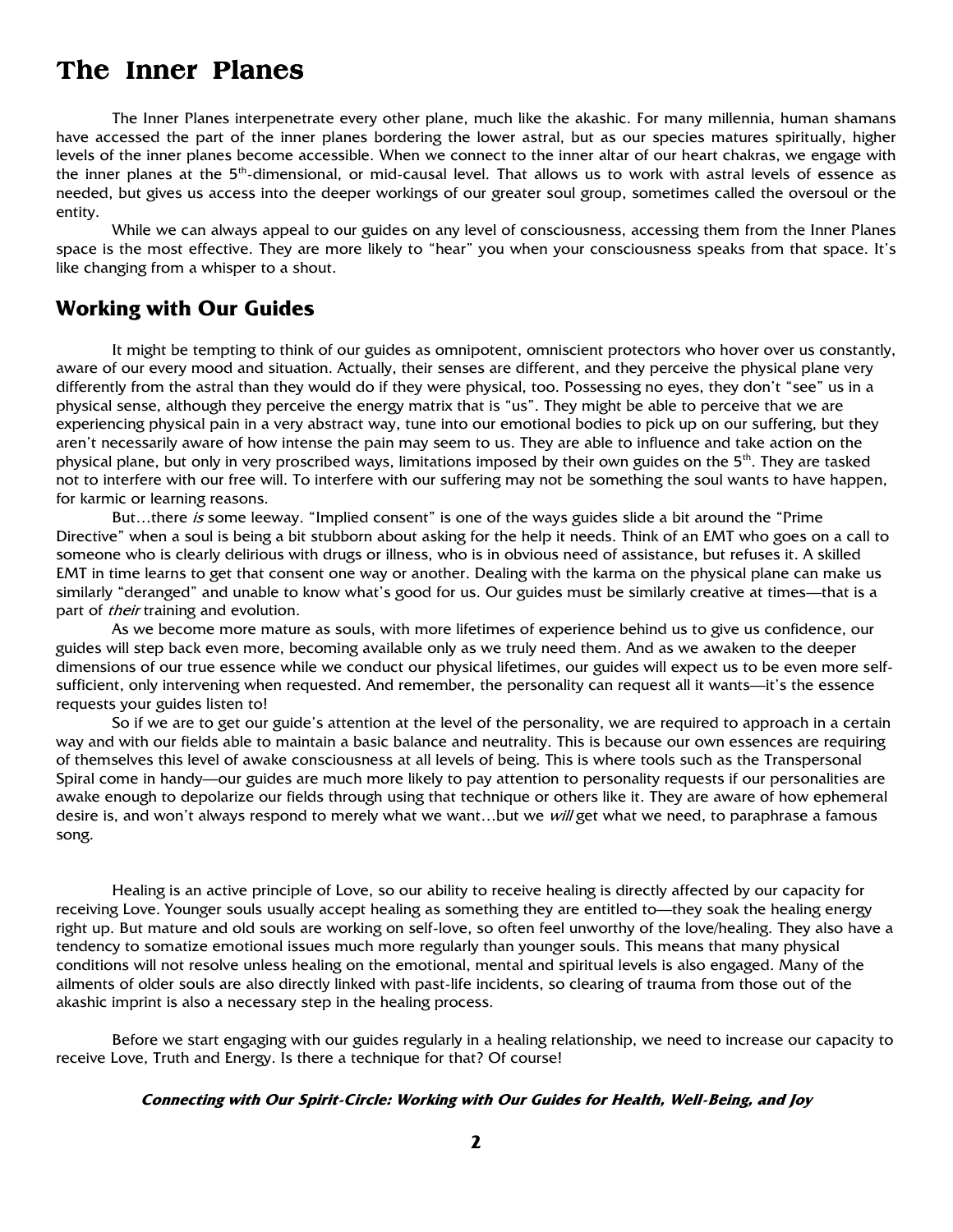# The Inner Planes

The Inner Planes interpenetrate every other plane, much like the akashic. For many millennia, human shamans have accessed the part of the inner planes bordering the lower astral, but as our species matures spiritually, higher levels of the inner planes become accessible. When we connect to the inner altar of our heart chakras, we engage with the inner planes at the 5th-dimensional, or mid-causal level. That allows us to work with astral levels of essence as needed, but gives us access into the deeper workings of our greater soul group, sometimes called the oversoul or the entity.

While we can always appeal to our guides on any level of consciousness, accessing them from the Inner Planes space is the most effective. They are more likely to "hear" you when your consciousness speaks from that space. It's like changing from a whisper to a shout.

## Working with Our Guides

It might be tempting to think of our guides as omnipotent, omniscient protectors who hover over us constantly, aware of our every mood and situation. Actually, their senses are different, and they perceive the physical plane very differently from the astral than they would do if they were physical, too. Possessing no eyes, they don't "see" us in a physical sense, although they perceive the energy matrix that is "us". They might be able to perceive that we are experiencing physical pain in a very abstract way, tune into our emotional bodies to pick up on our suffering, but they aren't necessarily aware of how intense the pain may seem to us. They are able to influence and take action on the physical plane, but only in very proscribed ways, limitations imposed by their own guides on the 5th. They are tasked not to interfere with our free will. To interfere with our suffering may not be something the soul wants to have happen, for karmic or learning reasons.

But…there *is* some leeway. "Implied consent" is one of the ways guides slide a bit around the "Prime Directive" when a soul is being a bit stubborn about asking for the help it needs. Think of an EMT who goes on a call to someone who is clearly delirious with drugs or illness, who is in obvious need of assistance, but refuses it. A skilled EMT in time learns to get that consent one way or another. Dealing with the karma on the physical plane can make us similarly "deranged" and unable to know what's good for us. Our guides must be similarly creative at times—that is a part of *their* training and evolution.

As we become more mature as souls, with more lifetimes of experience behind us to give us confidence, our guides will step back even more, becoming available only as we truly need them. And as we awaken to the deeper dimensions of our true essence while we conduct our physical lifetimes, our guides will expect us to be even more self-sufficient, only intervening when requested. And remember, the personality can request all it wants—it's the essence requests your guides listen to!

So if we are to get our guide's attention at the level of the personality, we are required to approach in a certain way and with our fields able to maintain a basic balance and neutrality. This is because our own essences are requiring of themselves this level of awake consciousness at all levels of being. This is where tools such as the Transpersonal Spiral come in handy—our guides are much more likely to pay attention to personality requests if our personalities are awake enough to depolarize our fields through using that technique or others like it. They are aware of how ephemeral desire is, and won't always respond to merely what we want…but we *will* get what we need, to paraphrase a famous song.

Healing is an active principle of Love, so our ability to receive healing is directly affected by our capacity for receiving Love. Younger souls usually accept healing as something they are entitled to—they soak the healing energy right up. But mature and old souls are working on self-love, so often feel unworthy of the love/healing. They also have a tendency to somatize emotional issues much more regularly than younger souls. This means that many physical conditions will not resolve unless healing on the emotional, mental and spiritual levels is also engaged. Many of the ailments of older souls are also directly linked with past-life incidents, so clearing of trauma from those out of the akashic imprint is also a necessary step in the healing process.

Before we start engaging with our guides regularly in a healing relationship, we need to increase our capacity to receive Love, Truth and Energy. Is there a technique for that? Of course!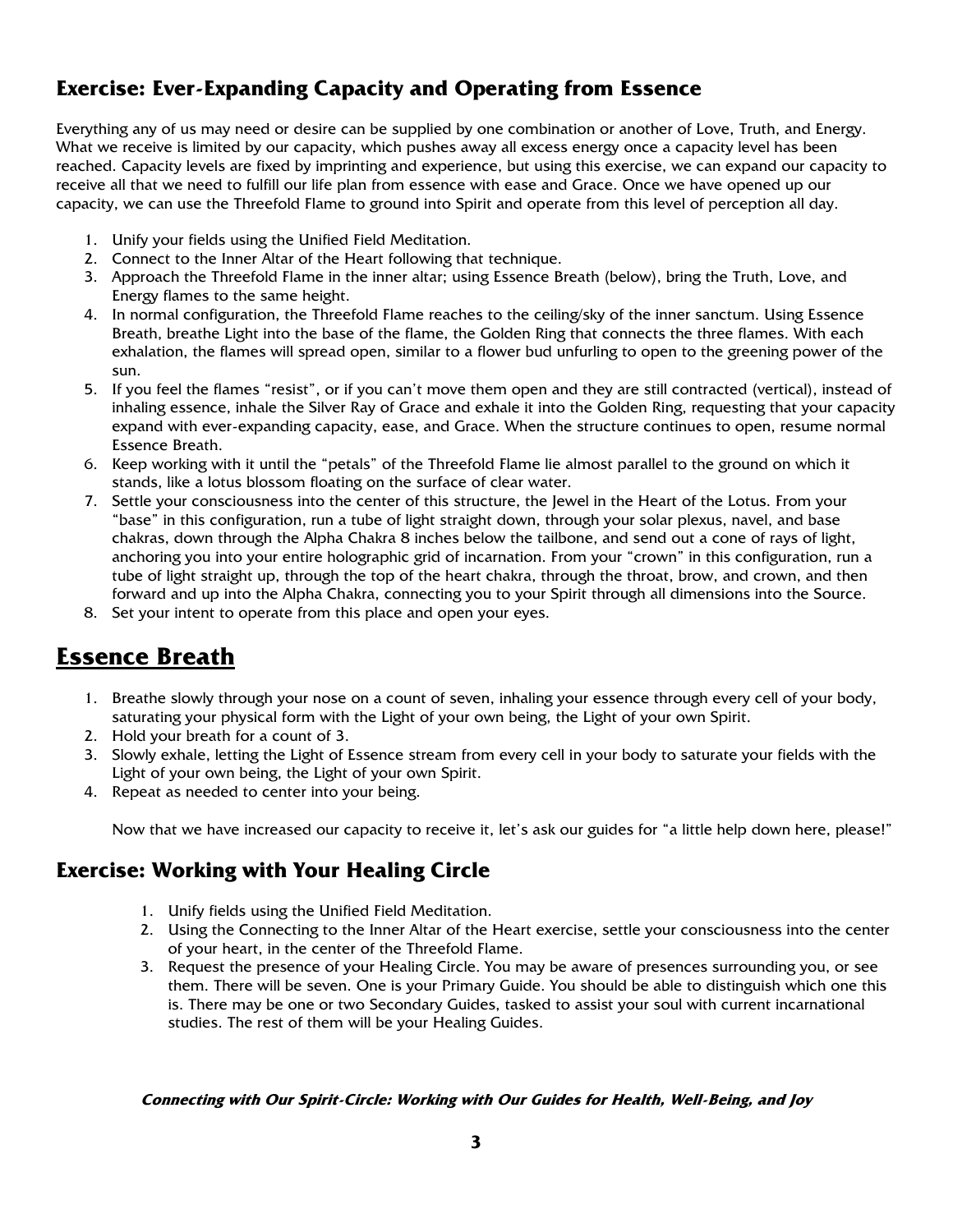### Exercise: Ever-Expanding Capacity and Operating from Essence

Everything any of us may need or desire can be supplied by one combination or another of Love, Truth, and Energy. What we receive is limited by our capacity, which pushes away all excess energy once a capacity level has been reached. Capacity levels are fixed by imprinting and experience, but using this exercise, we can expand our capacity to receive all that we need to fulfill our life plan from essence with ease and Grace. Once we have opened up our capacity, we can use the Threefold Flame to ground into Spirit and operate from this level of perception all day.

1. Unify your fields using the Unified Field Meditation.
2. Connect to the Inner Altar of the Heart following that technique.
3. Approach the Threefold Flame in the inner altar; using Essence Breath (below), bring the Truth, Love, and Energy flames to the same height.
4. In normal configuration, the Threefold Flame reaches to the ceiling/sky of the inner sanctum. Using Essence Breath, breathe Light into the base of the flame, the Golden Ring that connects the three flames. With each exhalation, the flames will spread open, similar to a flower bud unfurling to open to the greening power of the sun.
5. If you feel the flames "resist", or if you can't move them open and they are still contracted (vertical), instead of inhaling essence, inhale the Silver Ray of Grace and exhale it into the Golden Ring, requesting that your capacity expand with ever-expanding capacity, ease, and Grace. When the structure continues to open, resume normal Essence Breath.
6. Keep working with it until the "petals" of the Threefold Flame lie almost parallel to the ground on which it stands, like a lotus blossom floating on the surface of clear water.
7. Settle your consciousness into the center of this structure, the Jewel in the Heart of the Lotus. From your "base" in this configuration, run a tube of light straight down, through your solar plexus, navel, and base chakras, down through the Alpha Chakra 8 inches below the tailbone, and send out a cone of rays of light, anchoring you into your entire holographic grid of incarnation. From your "crown" in this configuration, run a tube of light straight up, through the top of the heart chakra, through the throat, brow, and crown, and then forward and up into the Alpha Chakra, connecting you to your Spirit through all dimensions into the Source.
8. Set your intent to operate from this place and open your eyes.

## Essence Breath

1. Breathe slowly through your nose on a count of seven, inhaling your essence through every cell of your body, saturating your physical form with the Light of your own being, the Light of your own Spirit.
2. Hold your breath for a count of 3.
3. Slowly exhale, letting the Light of Essence stream from every cell in your body to saturate your fields with the Light of your own being, the Light of your own Spirit.
4. Repeat as needed to center into your being.

Now that we have increased our capacity to receive it, let's ask our guides for "a little help down here, please!"

### Exercise: Working with Your Healing Circle

1. Unify fields using the Unified Field Meditation.
2. Using the Connecting to the Inner Altar of the Heart exercise, settle your consciousness into the center of your heart, in the center of the Threefold Flame.
3. Request the presence of your Healing Circle. You may be aware of presences surrounding you, or see them. There will be seven. One is your Primary Guide. You should be able to distinguish which one this is. There may be one or two Secondary Guides, tasked to assist your soul with current incarnational studies. The rest of them will be your Healing Guides.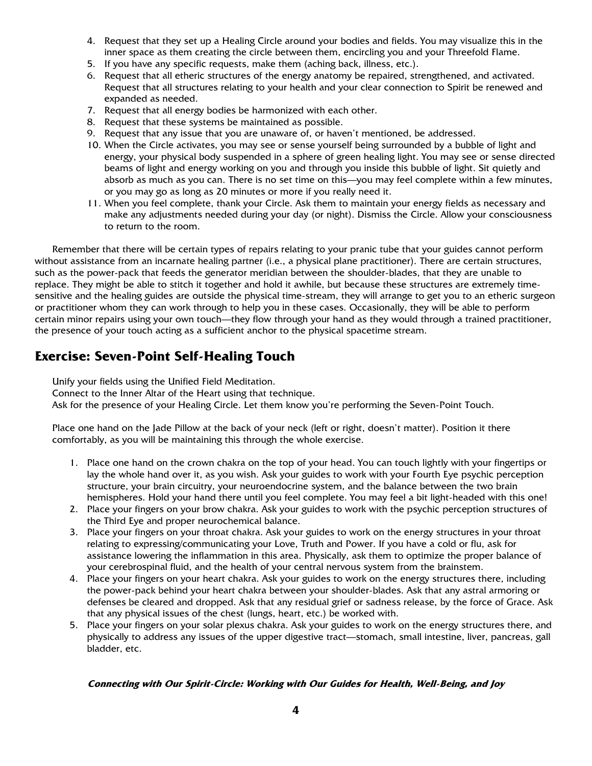4. Request that they set up a Healing Circle around your bodies and fields. You may visualize this in the inner space as them creating the circle between them, encircling you and your Threefold Flame.
5. If you have any specific requests, make them (aching back, illness, etc.).
6. Request that all etheric structures of the energy anatomy be repaired, strengthened, and activated. Request that all structures relating to your health and your clear connection to Spirit be renewed and expanded as needed.
7. Request that all energy bodies be harmonized with each other.
8. Request that these systems be maintained as possible.
9. Request that any issue that you are unaware of, or haven't mentioned, be addressed.
10. When the Circle activates, you may see or sense yourself being surrounded by a bubble of light and energy, your physical body suspended in a sphere of green healing light. You may see or sense directed beams of light and energy working on you and through you inside this bubble of light. Sit quietly and absorb as much as you can. There is no set time on this—you may feel complete within a few minutes, or you may go as long as 20 minutes or more if you really need it.
11. When you feel complete, thank your Circle. Ask them to maintain your energy fields as necessary and make any adjustments needed during your day (or night). Dismiss the Circle. Allow your consciousness to return to the room.

Remember that there will be certain types of repairs relating to your pranic tube that your guides cannot perform without assistance from an incarnate healing partner (i.e., a physical plane practitioner). There are certain structures, such as the power-pack that feeds the generator meridian between the shoulder-blades, that they are unable to replace. They might be able to stitch it together and hold it awhile, but because these structures are extremely time-sensitive and the healing guides are outside the physical time-stream, they will arrange to get you to an etheric surgeon or practitioner whom they can work through to help you in these cases. Occasionally, they will be able to perform certain minor repairs using your own touch—they flow through your hand as they would through a trained practitioner, the presence of your touch acting as a sufficient anchor to the physical spacetime stream.

## Exercise: Seven-Point Self-Healing Touch

Unify your fields using the Unified Field Meditation.
Connect to the Inner Altar of the Heart using that technique.
Ask for the presence of your Healing Circle. Let them know you're performing the Seven-Point Touch.

Place one hand on the Jade Pillow at the back of your neck (left or right, doesn't matter). Position it there comfortably, as you will be maintaining this through the whole exercise.

1. Place one hand on the crown chakra on the top of your head. You can touch lightly with your fingertips or lay the whole hand over it, as you wish. Ask your guides to work with your Fourth Eye psychic perception structure, your brain circuitry, your neuroendocrine system, and the balance between the two brain hemispheres. Hold your hand there until you feel complete. You may feel a bit light-headed with this one!
2. Place your fingers on your brow chakra. Ask your guides to work with the psychic perception structures of the Third Eye and proper neurochemical balance.
3. Place your fingers on your throat chakra. Ask your guides to work on the energy structures in your throat relating to expressing/communicating your Love, Truth and Power. If you have a cold or flu, ask for assistance lowering the inflammation in this area. Physically, ask them to optimize the proper balance of your cerebrospinal fluid, and the health of your central nervous system from the brainstem.
4. Place your fingers on your heart chakra. Ask your guides to work on the energy structures there, including the power-pack behind your heart chakra between your shoulder-blades. Ask that any astral armoring or defenses be cleared and dropped. Ask that any residual grief or sadness release, by the force of Grace. Ask that any physical issues of the chest (lungs, heart, etc.) be worked with.
5. Place your fingers on your solar plexus chakra. Ask your guides to work on the energy structures there, and physically to address any issues of the upper digestive tract—stomach, small intestine, liver, pancreas, gall bladder, etc.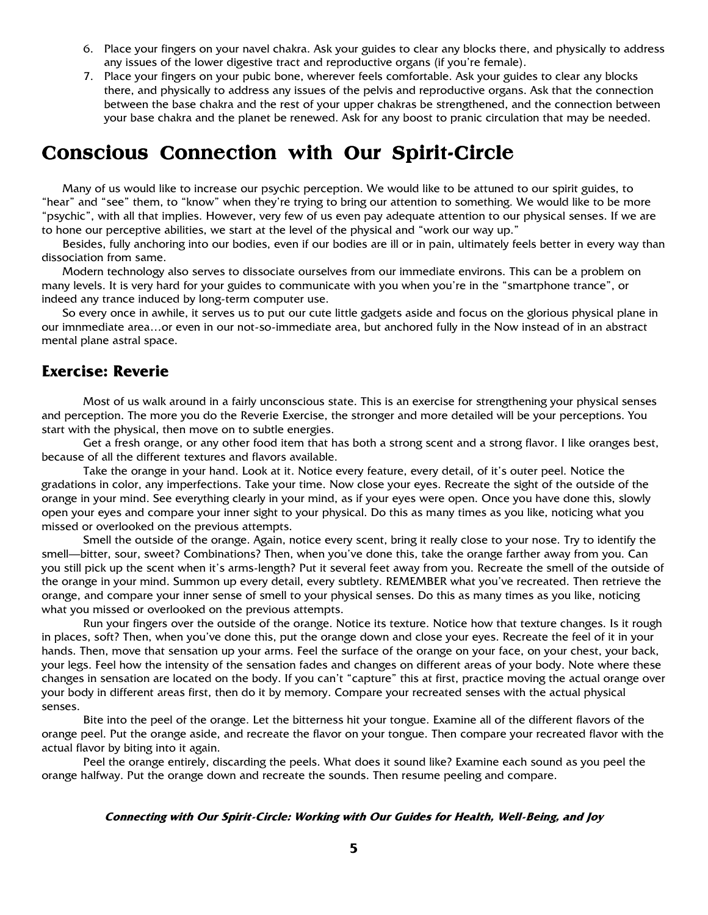6. Place your fingers on your navel chakra. Ask your guides to clear any blocks there, and physically to address any issues of the lower digestive tract and reproductive organs (if you're female).
7. Place your fingers on your pubic bone, wherever feels comfortable. Ask your guides to clear any blocks there, and physically to address any issues of the pelvis and reproductive organs. Ask that the connection between the base chakra and the rest of your upper chakras be strengthened, and the connection between your base chakra and the planet be renewed. Ask for any boost to pranic circulation that may be needed.

# Conscious Connection with Our Spirit-Circle

Many of us would like to increase our psychic perception. We would like to be attuned to our spirit guides, to "hear" and "see" them, to "know" when they're trying to bring our attention to something. We would like to be more "psychic", with all that implies. However, very few of us even pay adequate attention to our physical senses. If we are to hone our perceptive abilities, we start at the level of the physical and "work our way up."

Besides, fully anchoring into our bodies, even if our bodies are ill or in pain, ultimately feels better in every way than dissociation from same.

Modern technology also serves to dissociate ourselves from our immediate environs. This can be a problem on many levels. It is very hard for your guides to communicate with you when you're in the "smartphone trance", or indeed any trance induced by long-term computer use.

So every once in awhile, it serves us to put our cute little gadgets aside and focus on the glorious physical plane in our imnmediate area…or even in our not-so-immediate area, but anchored fully in the Now instead of in an abstract mental plane astral space.

## Exercise: Reverie

Most of us walk around in a fairly unconscious state. This is an exercise for strengthening your physical senses and perception. The more you do the Reverie Exercise, the stronger and more detailed will be your perceptions. You start with the physical, then move on to subtle energies.

Get a fresh orange, or any other food item that has both a strong scent and a strong flavor. I like oranges best, because of all the different textures and flavors available.

Take the orange in your hand. Look at it. Notice every feature, every detail, of it's outer peel. Notice the gradations in color, any imperfections. Take your time. Now close your eyes. Recreate the sight of the outside of the orange in your mind. See everything clearly in your mind, as if your eyes were open. Once you have done this, slowly open your eyes and compare your inner sight to your physical. Do this as many times as you like, noticing what you missed or overlooked on the previous attempts.

Smell the outside of the orange. Again, notice every scent, bring it really close to your nose. Try to identify the smell—bitter, sour, sweet? Combinations? Then, when you've done this, take the orange farther away from you. Can you still pick up the scent when it's arms-length? Put it several feet away from you. Recreate the smell of the outside of the orange in your mind. Summon up every detail, every subtlety. REMEMBER what you've recreated. Then retrieve the orange, and compare your inner sense of smell to your physical senses. Do this as many times as you like, noticing what you missed or overlooked on the previous attempts.

Run your fingers over the outside of the orange. Notice its texture. Notice how that texture changes. Is it rough in places, soft? Then, when you've done this, put the orange down and close your eyes. Recreate the feel of it in your hands. Then, move that sensation up your arms. Feel the surface of the orange on your face, on your chest, your back, your legs. Feel how the intensity of the sensation fades and changes on different areas of your body. Note where these changes in sensation are located on the body. If you can't "capture" this at first, practice moving the actual orange over your body in different areas first, then do it by memory. Compare your recreated senses with the actual physical senses.

Bite into the peel of the orange. Let the bitterness hit your tongue. Examine all of the different flavors of the orange peel. Put the orange aside, and recreate the flavor on your tongue. Then compare your recreated flavor with the actual flavor by biting into it again.

Peel the orange entirely, discarding the peels. What does it sound like? Examine each sound as you peel the orange halfway. Put the orange down and recreate the sounds. Then resume peeling and compare.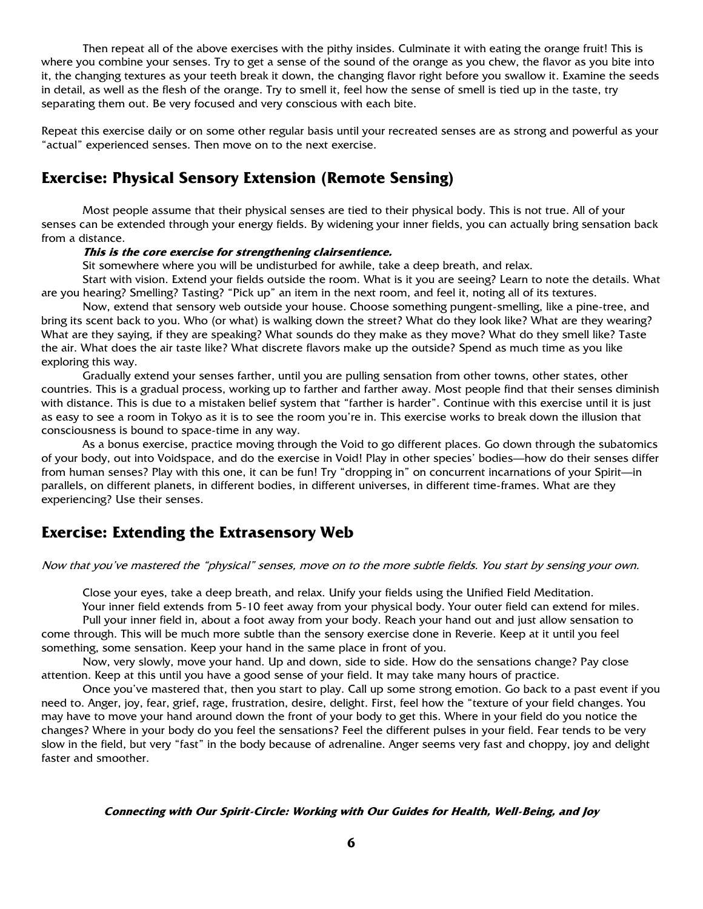Then repeat all of the above exercises with the pithy insides. Culminate it with eating the orange fruit! This is where you combine your senses. Try to get a sense of the sound of the orange as you chew, the flavor as you bite into it, the changing textures as your teeth break it down, the changing flavor right before you swallow it. Examine the seeds in detail, as well as the flesh of the orange. Try to smell it, feel how the sense of smell is tied up in the taste, try separating them out. Be very focused and very conscious with each bite.

Repeat this exercise daily or on some other regular basis until your recreated senses are as strong and powerful as your "actual" experienced senses. Then move on to the next exercise.

## Exercise: Physical Sensory Extension (Remote Sensing)

Most people assume that their physical senses are tied to their physical body. This is not true. All of your senses can be extended through your energy fields. By widening your inner fields, you can actually bring sensation back from a distance.

***This is the core exercise for strengthening clairsentience.***

Sit somewhere where you will be undisturbed for awhile, take a deep breath, and relax.

Start with vision. Extend your fields outside the room. What is it you are seeing? Learn to note the details. What are you hearing? Smelling? Tasting? "Pick up" an item in the next room, and feel it, noting all of its textures.

Now, extend that sensory web outside your house. Choose something pungent-smelling, like a pine-tree, and bring its scent back to you. Who (or what) is walking down the street? What do they look like? What are they wearing? What are they saying, if they are speaking? What sounds do they make as they move? What do they smell like? Taste the air. What does the air taste like? What discrete flavors make up the outside? Spend as much time as you like exploring this way.

Gradually extend your senses farther, until you are pulling sensation from other towns, other states, other countries. This is a gradual process, working up to farther and farther away. Most people find that their senses diminish with distance. This is due to a mistaken belief system that "farther is harder". Continue with this exercise until it is just as easy to see a room in Tokyo as it is to see the room you're in. This exercise works to break down the illusion that consciousness is bound to space-time in any way.

As a bonus exercise, practice moving through the Void to go different places. Go down through the subatomics of your body, out into Voidspace, and do the exercise in Void! Play in other species' bodies—how do their senses differ from human senses? Play with this one, it can be fun! Try "dropping in" on concurrent incarnations of your Spirit—in parallels, on different planets, in different bodies, in different universes, in different time-frames. What are they experiencing? Use their senses.

## Exercise: Extending the Extrasensory Web

*Now that you've mastered the "physical" senses, move on to the more subtle fields. You start by sensing your own.*

Close your eyes, take a deep breath, and relax. Unify your fields using the Unified Field Meditation.

Your inner field extends from 5-10 feet away from your physical body. Your outer field can extend for miles.

Pull your inner field in, about a foot away from your body. Reach your hand out and just allow sensation to come through. This will be much more subtle than the sensory exercise done in Reverie. Keep at it until you feel something, some sensation. Keep your hand in the same place in front of you.

Now, very slowly, move your hand. Up and down, side to side. How do the sensations change? Pay close attention. Keep at this until you have a good sense of your field. It may take many hours of practice.

Once you've mastered that, then you start to play. Call up some strong emotion. Go back to a past event if you need to. Anger, joy, fear, grief, rage, frustration, desire, delight. First, feel how the "texture of your field changes. You may have to move your hand around down the front of your body to get this. Where in your field do you notice the changes? Where in your body do you feel the sensations? Feel the different pulses in your field. Fear tends to be very slow in the field, but very "fast" in the body because of adrenaline. Anger seems very fast and choppy, joy and delight faster and smoother.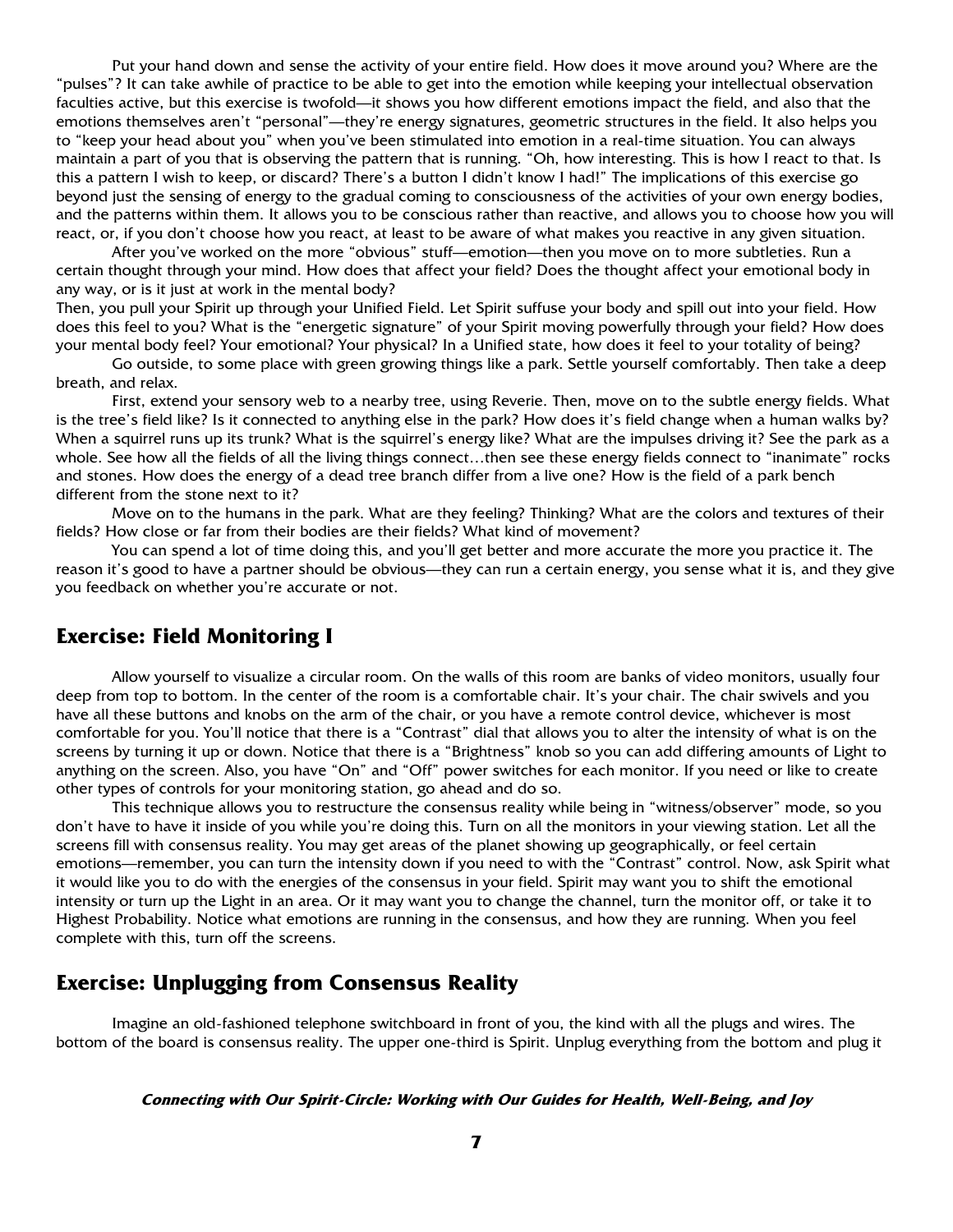Put your hand down and sense the activity of your entire field. How does it move around you? Where are the "pulses"? It can take awhile of practice to be able to get into the emotion while keeping your intellectual observation faculties active, but this exercise is twofold—it shows you how different emotions impact the field, and also that the emotions themselves aren't "personal"—they're energy signatures, geometric structures in the field. It also helps you to "keep your head about you" when you've been stimulated into emotion in a real-time situation. You can always maintain a part of you that is observing the pattern that is running. "Oh, how interesting. This is how I react to that. Is this a pattern I wish to keep, or discard? There's a button I didn't know I had!" The implications of this exercise go beyond just the sensing of energy to the gradual coming to consciousness of the activities of your own energy bodies, and the patterns within them. It allows you to be conscious rather than reactive, and allows you to choose how you will react, or, if you don't choose how you react, at least to be aware of what makes you reactive in any given situation.

After you've worked on the more "obvious" stuff—emotion—then you move on to more subtleties. Run a certain thought through your mind. How does that affect your field? Does the thought affect your emotional body in any way, or is it just at work in the mental body?

Then, you pull your Spirit up through your Unified Field. Let Spirit suffuse your body and spill out into your field. How does this feel to you? What is the "energetic signature" of your Spirit moving powerfully through your field? How does your mental body feel? Your emotional? Your physical? In a Unified state, how does it feel to your totality of being?

Go outside, to some place with green growing things like a park. Settle yourself comfortably. Then take a deep breath, and relax.

First, extend your sensory web to a nearby tree, using Reverie. Then, move on to the subtle energy fields. What is the tree's field like? Is it connected to anything else in the park? How does it's field change when a human walks by? When a squirrel runs up its trunk? What is the squirrel's energy like? What are the impulses driving it? See the park as a whole. See how all the fields of all the living things connect…then see these energy fields connect to "inanimate" rocks and stones. How does the energy of a dead tree branch differ from a live one? How is the field of a park bench different from the stone next to it?

Move on to the humans in the park. What are they feeling? Thinking? What are the colors and textures of their fields? How close or far from their bodies are their fields? What kind of movement?

You can spend a lot of time doing this, and you'll get better and more accurate the more you practice it. The reason it's good to have a partner should be obvious—they can run a certain energy, you sense what it is, and they give you feedback on whether you're accurate or not.

## Exercise: Field Monitoring I

Allow yourself to visualize a circular room. On the walls of this room are banks of video monitors, usually four deep from top to bottom. In the center of the room is a comfortable chair. It's your chair. The chair swivels and you have all these buttons and knobs on the arm of the chair, or you have a remote control device, whichever is most comfortable for you. You'll notice that there is a "Contrast" dial that allows you to alter the intensity of what is on the screens by turning it up or down. Notice that there is a "Brightness" knob so you can add differing amounts of Light to anything on the screen. Also, you have "On" and "Off" power switches for each monitor. If you need or like to create other types of controls for your monitoring station, go ahead and do so.

This technique allows you to restructure the consensus reality while being in "witness/observer" mode, so you don't have to have it inside of you while you're doing this. Turn on all the monitors in your viewing station. Let all the screens fill with consensus reality. You may get areas of the planet showing up geographically, or feel certain emotions—remember, you can turn the intensity down if you need to with the "Contrast" control. Now, ask Spirit what it would like you to do with the energies of the consensus in your field. Spirit may want you to shift the emotional intensity or turn up the Light in an area. Or it may want you to change the channel, turn the monitor off, or take it to Highest Probability. Notice what emotions are running in the consensus, and how they are running. When you feel complete with this, turn off the screens.

## Exercise: Unplugging from Consensus Reality

Imagine an old-fashioned telephone switchboard in front of you, the kind with all the plugs and wires. The bottom of the board is consensus reality. The upper one-third is Spirit. Unplug everything from the bottom and plug it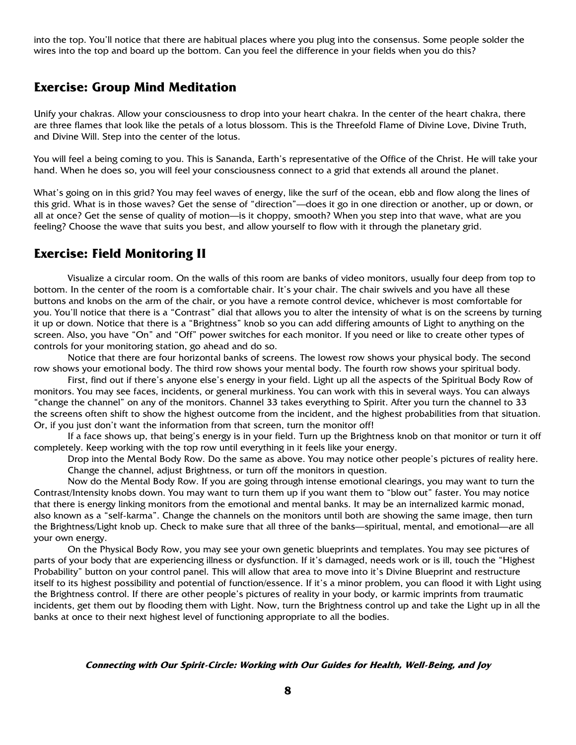into the top. You'll notice that there are habitual places where you plug into the consensus. Some people solder the wires into the top and board up the bottom. Can you feel the difference in your fields when you do this?

## Exercise: Group Mind Meditation

Unify your chakras. Allow your consciousness to drop into your heart chakra. In the center of the heart chakra, there are three flames that look like the petals of a lotus blossom. This is the Threefold Flame of Divine Love, Divine Truth, and Divine Will. Step into the center of the lotus.

You will feel a being coming to you. This is Sananda, Earth's representative of the Office of the Christ. He will take your hand. When he does so, you will feel your consciousness connect to a grid that extends all around the planet.

What's going on in this grid? You may feel waves of energy, like the surf of the ocean, ebb and flow along the lines of this grid. What is in those waves? Get the sense of "direction"—does it go in one direction or another, up or down, or all at once? Get the sense of quality of motion—is it choppy, smooth? When you step into that wave, what are you feeling? Choose the wave that suits you best, and allow yourself to flow with it through the planetary grid.

## Exercise: Field Monitoring II

Visualize a circular room. On the walls of this room are banks of video monitors, usually four deep from top to bottom. In the center of the room is a comfortable chair. It's your chair. The chair swivels and you have all these buttons and knobs on the arm of the chair, or you have a remote control device, whichever is most comfortable for you. You'll notice that there is a "Contrast" dial that allows you to alter the intensity of what is on the screens by turning it up or down. Notice that there is a "Brightness" knob so you can add differing amounts of Light to anything on the screen. Also, you have "On" and "Off" power switches for each monitor. If you need or like to create other types of controls for your monitoring station, go ahead and do so.

Notice that there are four horizontal banks of screens. The lowest row shows your physical body. The second row shows your emotional body. The third row shows your mental body. The fourth row shows your spiritual body.

First, find out if there's anyone else's energy in your field. Light up all the aspects of the Spiritual Body Row of monitors. You may see faces, incidents, or general murkiness. You can work with this in several ways. You can always "change the channel" on any of the monitors. Channel 33 takes everything to Spirit. After you turn the channel to 33 the screens often shift to show the highest outcome from the incident, and the highest probabilities from that situation. Or, if you just don't want the information from that screen, turn the monitor off!

If a face shows up, that being's energy is in your field. Turn up the Brightness knob on that monitor or turn it off completely. Keep working with the top row until everything in it feels like your energy.

Drop into the Mental Body Row. Do the same as above. You may notice other people's pictures of reality here. Change the channel, adjust Brightness, or turn off the monitors in question.

Now do the Mental Body Row. If you are going through intense emotional clearings, you may want to turn the Contrast/Intensity knobs down. You may want to turn them up if you want them to "blow out" faster. You may notice that there is energy linking monitors from the emotional and mental banks. It may be an internalized karmic monad, also known as a "self-karma". Change the channels on the monitors until both are showing the same image, then turn the Brightness/Light knob up. Check to make sure that all three of the banks—spiritual, mental, and emotional—are all your own energy.

On the Physical Body Row, you may see your own genetic blueprints and templates. You may see pictures of parts of your body that are experiencing illness or dysfunction. If it's damaged, needs work or is ill, touch the "Highest Probability" button on your control panel. This will allow that area to move into it's Divine Blueprint and restructure itself to its highest possibility and potential of function/essence. If it's a minor problem, you can flood it with Light using the Brightness control. If there are other people's pictures of reality in your body, or karmic imprints from traumatic incidents, get them out by flooding them with Light. Now, turn the Brightness control up and take the Light up in all the banks at once to their next highest level of functioning appropriate to all the bodies.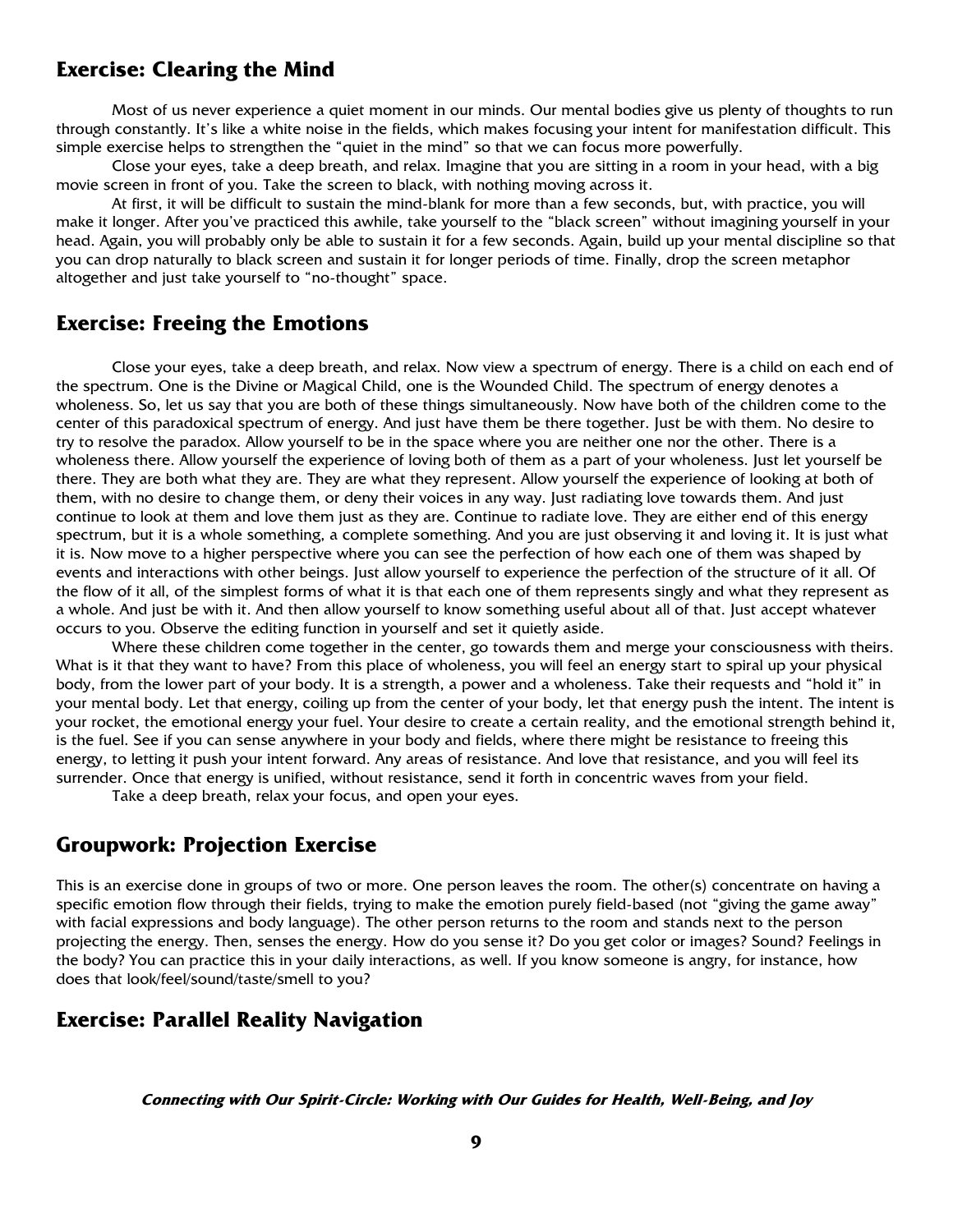## Exercise: Clearing the Mind

Most of us never experience a quiet moment in our minds. Our mental bodies give us plenty of thoughts to run through constantly. It's like a white noise in the fields, which makes focusing your intent for manifestation difficult. This simple exercise helps to strengthen the "quiet in the mind" so that we can focus more powerfully.

Close your eyes, take a deep breath, and relax. Imagine that you are sitting in a room in your head, with a big movie screen in front of you. Take the screen to black, with nothing moving across it.

At first, it will be difficult to sustain the mind-blank for more than a few seconds, but, with practice, you will make it longer. After you've practiced this awhile, take yourself to the "black screen" without imagining yourself in your head. Again, you will probably only be able to sustain it for a few seconds. Again, build up your mental discipline so that you can drop naturally to black screen and sustain it for longer periods of time. Finally, drop the screen metaphor altogether and just take yourself to "no-thought" space.

## Exercise: Freeing the Emotions

Close your eyes, take a deep breath, and relax. Now view a spectrum of energy. There is a child on each end of the spectrum. One is the Divine or Magical Child, one is the Wounded Child. The spectrum of energy denotes a wholeness. So, let us say that you are both of these things simultaneously. Now have both of the children come to the center of this paradoxical spectrum of energy. And just have them be there together. Just be with them. No desire to try to resolve the paradox. Allow yourself to be in the space where you are neither one nor the other. There is a wholeness there. Allow yourself the experience of loving both of them as a part of your wholeness. Just let yourself be there. They are both what they are. They are what they represent. Allow yourself the experience of looking at both of them, with no desire to change them, or deny their voices in any way. Just radiating love towards them. And just continue to look at them and love them just as they are. Continue to radiate love. They are either end of this energy spectrum, but it is a whole something, a complete something. And you are just observing it and loving it. It is just what it is. Now move to a higher perspective where you can see the perfection of how each one of them was shaped by events and interactions with other beings. Just allow yourself to experience the perfection of the structure of it all. Of the flow of it all, of the simplest forms of what it is that each one of them represents singly and what they represent as a whole. And just be with it. And then allow yourself to know something useful about all of that. Just accept whatever occurs to you. Observe the editing function in yourself and set it quietly aside.

Where these children come together in the center, go towards them and merge your consciousness with theirs. What is it that they want to have? From this place of wholeness, you will feel an energy start to spiral up your physical body, from the lower part of your body. It is a strength, a power and a wholeness. Take their requests and "hold it" in your mental body. Let that energy, coiling up from the center of your body, let that energy push the intent. The intent is your rocket, the emotional energy your fuel. Your desire to create a certain reality, and the emotional strength behind it, is the fuel. See if you can sense anywhere in your body and fields, where there might be resistance to freeing this energy, to letting it push your intent forward. Any areas of resistance. And love that resistance, and you will feel its surrender. Once that energy is unified, without resistance, send it forth in concentric waves from your field.

Take a deep breath, relax your focus, and open your eyes.

## Groupwork: Projection Exercise

This is an exercise done in groups of two or more. One person leaves the room. The other(s) concentrate on having a specific emotion flow through their fields, trying to make the emotion purely field-based (not "giving the game away" with facial expressions and body language). The other person returns to the room and stands next to the person projecting the energy. Then, senses the energy. How do you sense it? Do you get color or images? Sound? Feelings in the body? You can practice this in your daily interactions, as well. If you know someone is angry, for instance, how does that look/feel/sound/taste/smell to you?

## Exercise: Parallel Reality Navigation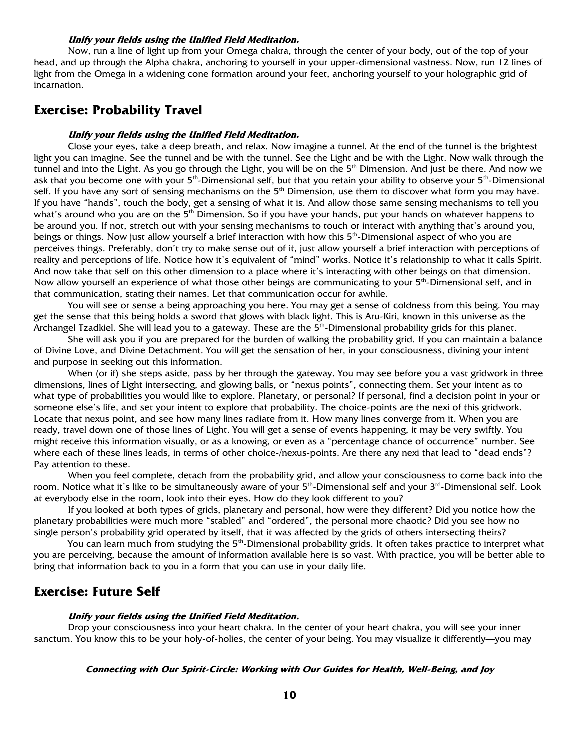***Unify your fields using the Unified Field Meditation.***

Now, run a line of light up from your Omega chakra, through the center of your body, out of the top of your head, and up through the Alpha chakra, anchoring to yourself in your upper-dimensional vastness. Now, run 12 lines of light from the Omega in a widening cone formation around your feet, anchoring yourself to your holographic grid of incarnation.

## Exercise: Probability Travel

***Unify your fields using the Unified Field Meditation.***

Close your eyes, take a deep breath, and relax. Now imagine a tunnel. At the end of the tunnel is the brightest light you can imagine. See the tunnel and be with the tunnel. See the Light and be with the Light. Now walk through the tunnel and into the Light. As you go through the Light, you will be on the 5th Dimension. And just be there. And now we ask that you become one with your 5th-Dimensional self, but that you retain your ability to observe your 5th-Dimensional self. If you have any sort of sensing mechanisms on the 5th Dimension, use them to discover what form you may have. If you have "hands", touch the body, get a sensing of what it is. And allow those same sensing mechanisms to tell you what's around who you are on the 5th Dimension. So if you have your hands, put your hands on whatever happens to be around you. If not, stretch out with your sensing mechanisms to touch or interact with anything that's around you, beings or things. Now just allow yourself a brief interaction with how this 5th-Dimensional aspect of who you are perceives things. Preferably, don't try to make sense out of it, just allow yourself a brief interaction with perceptions of reality and perceptions of life. Notice how it's equivalent of "mind" works. Notice it's relationship to what it calls Spirit. And now take that self on this other dimension to a place where it's interacting with other beings on that dimension. Now allow yourself an experience of what those other beings are communicating to your 5th-Dimensional self, and in that communication, stating their names. Let that communication occur for awhile.

You will see or sense a being approaching you here. You may get a sense of coldness from this being. You may get the sense that this being holds a sword that glows with black light. This is Aru-Kiri, known in this universe as the Archangel Tzadkiel. She will lead you to a gateway. These are the 5th-Dimensional probability grids for this planet.

She will ask you if you are prepared for the burden of walking the probability grid. If you can maintain a balance of Divine Love, and Divine Detachment. You will get the sensation of her, in your consciousness, divining your intent and purpose in seeking out this information.

When (or if) she steps aside, pass by her through the gateway. You may see before you a vast gridwork in three dimensions, lines of Light intersecting, and glowing balls, or "nexus points", connecting them. Set your intent as to what type of probabilities you would like to explore. Planetary, or personal? If personal, find a decision point in your or someone else's life, and set your intent to explore that probability. The choice-points are the nexi of this gridwork. Locate that nexus point, and see how many lines radiate from it. How many lines converge from it. When you are ready, travel down one of those lines of Light. You will get a sense of events happening, it may be very swiftly. You might receive this information visually, or as a knowing, or even as a "percentage chance of occurrence" number. See where each of these lines leads, in terms of other choice-/nexus-points. Are there any nexi that lead to "dead ends"? Pay attention to these.

When you feel complete, detach from the probability grid, and allow your consciousness to come back into the room. Notice what it's like to be simultaneously aware of your 5th-Dimensional self and your 3rd-Dimensional self. Look at everybody else in the room, look into their eyes. How do they look different to you?

If you looked at both types of grids, planetary and personal, how were they different? Did you notice how the planetary probabilities were much more "stabled" and "ordered", the personal more chaotic? Did you see how no single person's probability grid operated by itself, that it was affected by the grids of others intersecting theirs?

You can learn much from studying the 5th-Dimensional probability grids. It often takes practice to interpret what you are perceiving, because the amount of information available here is so vast. With practice, you will be better able to bring that information back to you in a form that you can use in your daily life.

## Exercise: Future Self

***Unify your fields using the Unified Field Meditation.***

Drop your consciousness into your heart chakra. In the center of your heart chakra, you will see your inner sanctum. You know this to be your holy-of-holies, the center of your being. You may visualize it differently—you may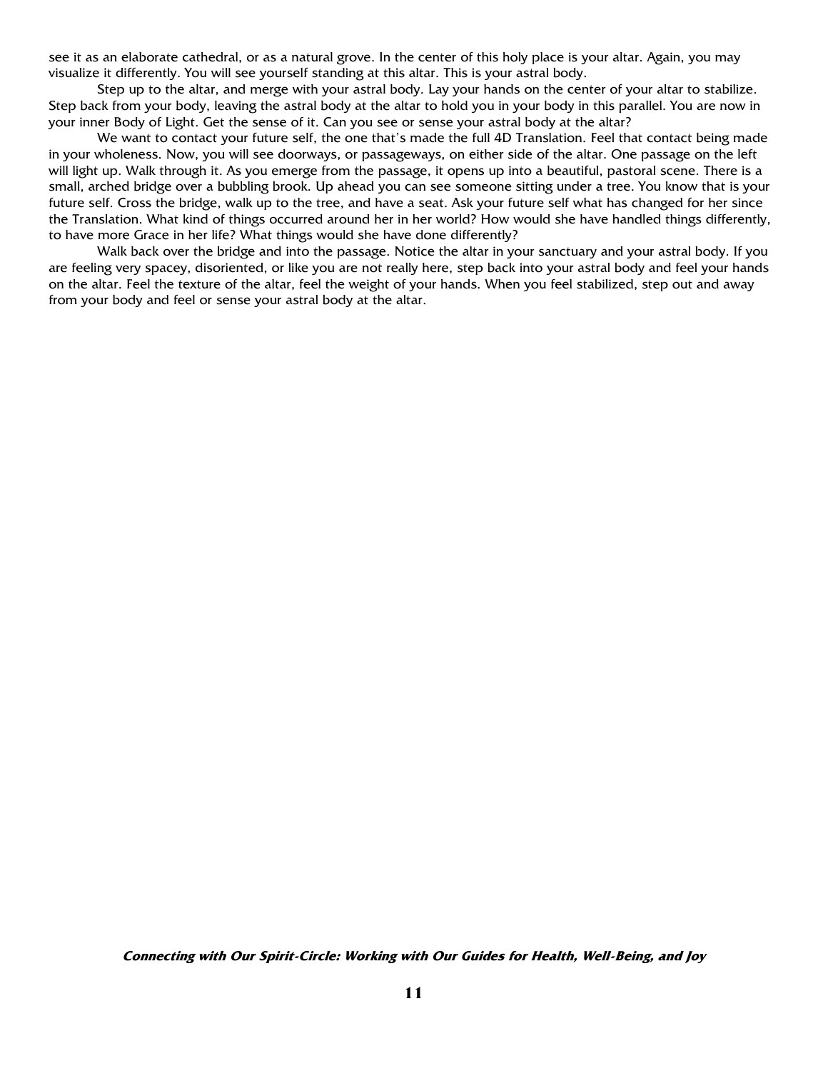see it as an elaborate cathedral, or as a natural grove. In the center of this holy place is your altar. Again, you may visualize it differently. You will see yourself standing at this altar. This is your astral body.

Step up to the altar, and merge with your astral body. Lay your hands on the center of your altar to stabilize. Step back from your body, leaving the astral body at the altar to hold you in your body in this parallel. You are now in your inner Body of Light. Get the sense of it. Can you see or sense your astral body at the altar?

We want to contact your future self, the one that's made the full 4D Translation. Feel that contact being made in your wholeness. Now, you will see doorways, or passageways, on either side of the altar. One passage on the left will light up. Walk through it. As you emerge from the passage, it opens up into a beautiful, pastoral scene. There is a small, arched bridge over a bubbling brook. Up ahead you can see someone sitting under a tree. You know that is your future self. Cross the bridge, walk up to the tree, and have a seat. Ask your future self what has changed for her since the Translation. What kind of things occurred around her in her world? How would she have handled things differently, to have more Grace in her life? What things would she have done differently?

Walk back over the bridge and into the passage. Notice the altar in your sanctuary and your astral body. If you are feeling very spacey, disoriented, or like you are not really here, step back into your astral body and feel your hands on the altar. Feel the texture of the altar, feel the weight of your hands. When you feel stabilized, step out and away from your body and feel or sense your astral body at the altar.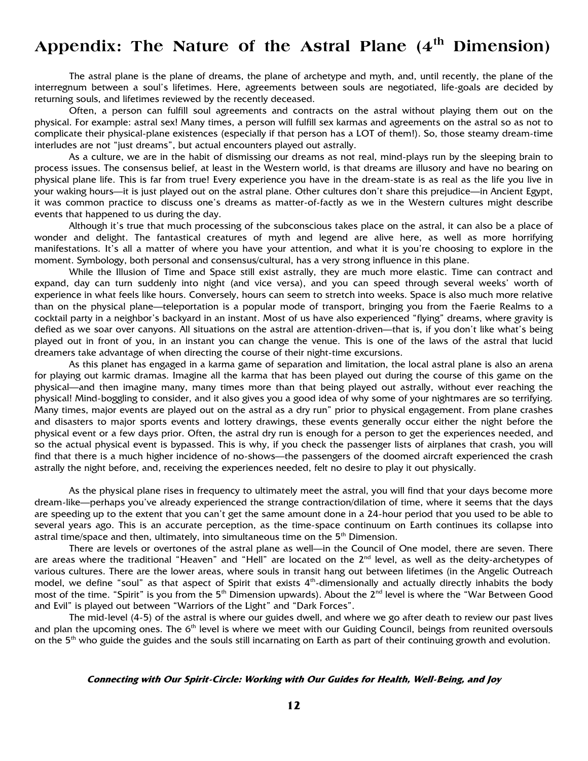# Appendix: The Nature of the Astral Plane (4th Dimension)

The astral plane is the plane of dreams, the plane of archetype and myth, and, until recently, the plane of the interregnum between a soul's lifetimes. Here, agreements between souls are negotiated, life-goals are decided by returning souls, and lifetimes reviewed by the recently deceased.

Often, a person can fulfill soul agreements and contracts on the astral without playing them out on the physical. For example: astral sex! Many times, a person will fulfill sex karmas and agreements on the astral so as not to complicate their physical-plane existences (especially if that person has a LOT of them!). So, those steamy dream-time interludes are not "just dreams", but actual encounters played out astrally.

As a culture, we are in the habit of dismissing our dreams as not real, mind-plays run by the sleeping brain to process issues. The consensus belief, at least in the Western world, is that dreams are illusory and have no bearing on physical plane life. This is far from true! Every experience you have in the dream-state is as real as the life you live in your waking hours—it is just played out on the astral plane. Other cultures don't share this prejudice—in Ancient Egypt, it was common practice to discuss one's dreams as matter-of-factly as we in the Western cultures might describe events that happened to us during the day.

Although it's true that much processing of the subconscious takes place on the astral, it can also be a place of wonder and delight. The fantastical creatures of myth and legend are alive here, as well as more horrifying manifestations. It's all a matter of where you have your attention, and what it is you're choosing to explore in the moment. Symbology, both personal and consensus/cultural, has a very strong influence in this plane.

While the Illusion of Time and Space still exist astrally, they are much more elastic. Time can contract and expand, day can turn suddenly into night (and vice versa), and you can speed through several weeks' worth of experience in what feels like hours. Conversely, hours can seem to stretch into weeks. Space is also much more relative than on the physical plane—teleportation is a popular mode of transport, bringing you from the Faerie Realms to a cocktail party in a neighbor's backyard in an instant. Most of us have also experienced "flying" dreams, where gravity is defied as we soar over canyons. All situations on the astral are attention-driven—that is, if you don't like what's being played out in front of you, in an instant you can change the venue. This is one of the laws of the astral that lucid dreamers take advantage of when directing the course of their night-time excursions.

As this planet has engaged in a karma game of separation and limitation, the local astral plane is also an arena for playing out karmic dramas. Imagine all the karma that has been played out during the course of this game on the physical—and then imagine many, many times more than that being played out astrally, without ever reaching the physical! Mind-boggling to consider, and it also gives you a good idea of why some of your nightmares are so terrifying. Many times, major events are played out on the astral as a dry run" prior to physical engagement. From plane crashes and disasters to major sports events and lottery drawings, these events generally occur either the night before the physical event or a few days prior. Often, the astral dry run is enough for a person to get the experiences needed, and so the actual physical event is bypassed. This is why, if you check the passenger lists of airplanes that crash, you will find that there is a much higher incidence of no-shows—the passengers of the doomed aircraft experienced the crash astrally the night before, and, receiving the experiences needed, felt no desire to play it out physically.

As the physical plane rises in frequency to ultimately meet the astral, you will find that your days become more dream-like—perhaps you've already experienced the strange contraction/dilation of time, where it seems that the days are speeding up to the extent that you can't get the same amount done in a 24-hour period that you used to be able to several years ago. This is an accurate perception, as the time-space continuum on Earth continues its collapse into astral time/space and then, ultimately, into simultaneous time on the 5th Dimension.

There are levels or overtones of the astral plane as well—in the Council of One model, there are seven. There are areas where the traditional "Heaven" and "Hell" are located on the 2nd level, as well as the deity-archetypes of various cultures. There are the lower areas, where souls in transit hang out between lifetimes (in the Angelic Outreach model, we define "soul" as that aspect of Spirit that exists 4th-dimensionally and actually directly inhabits the body most of the time. "Spirit" is you from the 5th Dimension upwards). About the 2nd level is where the "War Between Good and Evil" is played out between "Warriors of the Light" and "Dark Forces".

The mid-level (4-5) of the astral is where our guides dwell, and where we go after death to review our past lives and plan the upcoming ones. The 6th level is where we meet with our Guiding Council, beings from reunited oversouls on the 5th who guide the guides and the souls still incarnating on Earth as part of their continuing growth and evolution.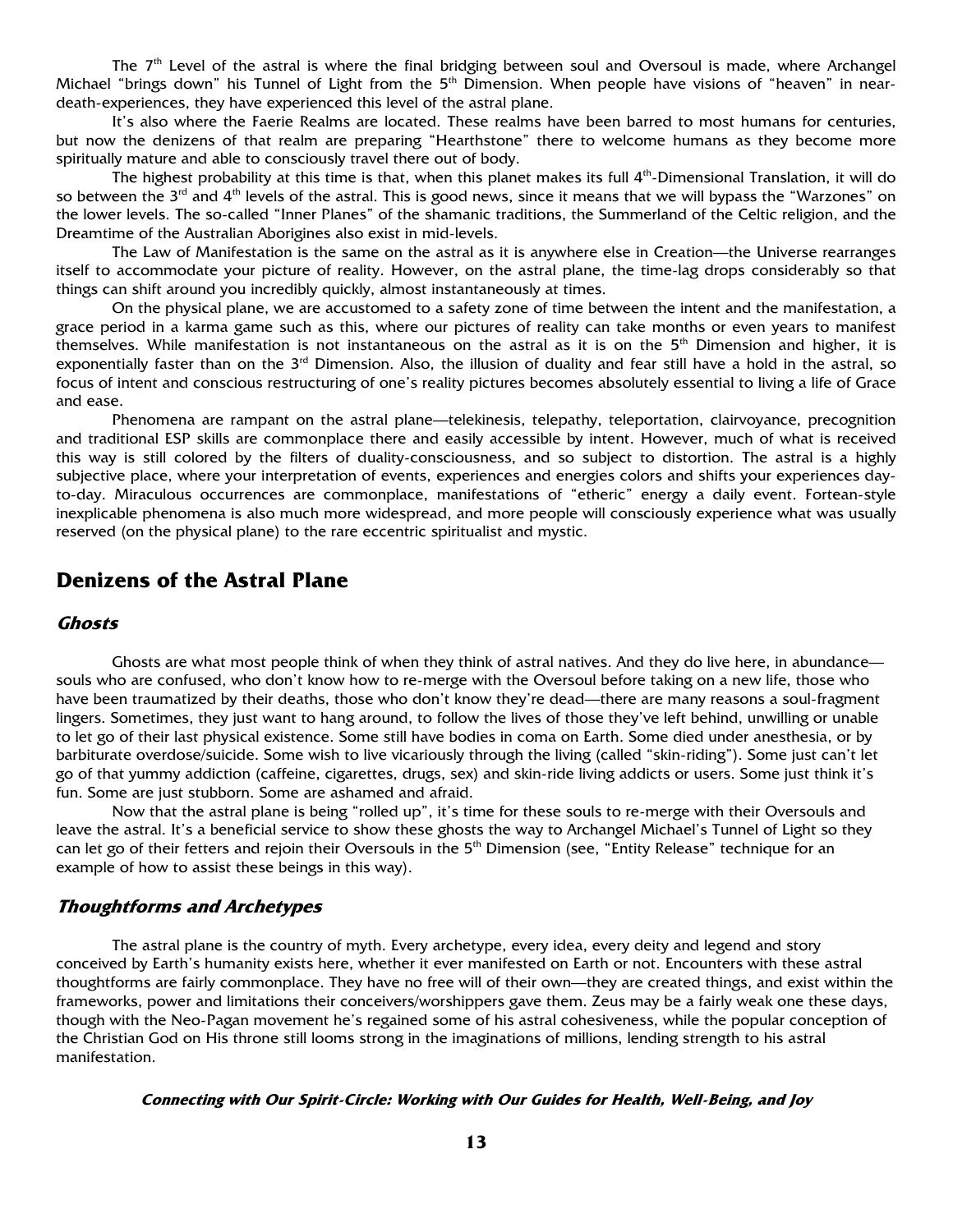The 7th Level of the astral is where the final bridging between soul and Oversoul is made, where Archangel Michael "brings down" his Tunnel of Light from the 5th Dimension. When people have visions of "heaven" in near-death-experiences, they have experienced this level of the astral plane.

It's also where the Faerie Realms are located. These realms have been barred to most humans for centuries, but now the denizens of that realm are preparing "Hearthstone" there to welcome humans as they become more spiritually mature and able to consciously travel there out of body.

The highest probability at this time is that, when this planet makes its full 4th-Dimensional Translation, it will do so between the 3rd and 4th levels of the astral. This is good news, since it means that we will bypass the "Warzones" on the lower levels. The so-called "Inner Planes" of the shamanic traditions, the Summerland of the Celtic religion, and the Dreamtime of the Australian Aborigines also exist in mid-levels.

The Law of Manifestation is the same on the astral as it is anywhere else in Creation—the Universe rearranges itself to accommodate your picture of reality. However, on the astral plane, the time-lag drops considerably so that things can shift around you incredibly quickly, almost instantaneously at times.

On the physical plane, we are accustomed to a safety zone of time between the intent and the manifestation, a grace period in a karma game such as this, where our pictures of reality can take months or even years to manifest themselves. While manifestation is not instantaneous on the astral as it is on the 5th Dimension and higher, it is exponentially faster than on the 3rd Dimension. Also, the illusion of duality and fear still have a hold in the astral, so focus of intent and conscious restructuring of one's reality pictures becomes absolutely essential to living a life of Grace and ease.

Phenomena are rampant on the astral plane—telekinesis, telepathy, teleportation, clairvoyance, precognition and traditional ESP skills are commonplace there and easily accessible by intent. However, much of what is received this way is still colored by the filters of duality-consciousness, and so subject to distortion. The astral is a highly subjective place, where your interpretation of events, experiences and energies colors and shifts your experiences day-to-day. Miraculous occurrences are commonplace, manifestations of "etheric" energy a daily event. Fortean-style inexplicable phenomena is also much more widespread, and more people will consciously experience what was usually reserved (on the physical plane) to the rare eccentric spiritualist and mystic.

## Denizens of the Astral Plane

### *Ghosts*

Ghosts are what most people think of when they think of astral natives. And they do live here, in abundance—souls who are confused, who don't know how to re-merge with the Oversoul before taking on a new life, those who have been traumatized by their deaths, those who don't know they're dead—there are many reasons a soul-fragment lingers. Sometimes, they just want to hang around, to follow the lives of those they've left behind, unwilling or unable to let go of their last physical existence. Some still have bodies in coma on Earth. Some died under anesthesia, or by barbiturate overdose/suicide. Some wish to live vicariously through the living (called "skin-riding"). Some just can't let go of that yummy addiction (caffeine, cigarettes, drugs, sex) and skin-ride living addicts or users. Some just think it's fun. Some are just stubborn. Some are ashamed and afraid.

Now that the astral plane is being "rolled up", it's time for these souls to re-merge with their Oversouls and leave the astral. It's a beneficial service to show these ghosts the way to Archangel Michael's Tunnel of Light so they can let go of their fetters and rejoin their Oversouls in the 5th Dimension (see, "Entity Release" technique for an example of how to assist these beings in this way).

### *Thoughtforms and Archetypes*

The astral plane is the country of myth. Every archetype, every idea, every deity and legend and story conceived by Earth's humanity exists here, whether it ever manifested on Earth or not. Encounters with these astral thoughtforms are fairly commonplace. They have no free will of their own—they are created things, and exist within the frameworks, power and limitations their conceivers/worshippers gave them. Zeus may be a fairly weak one these days, though with the Neo-Pagan movement he's regained some of his astral cohesiveness, while the popular conception of the Christian God on His throne still looms strong in the imaginations of millions, lending strength to his astral manifestation.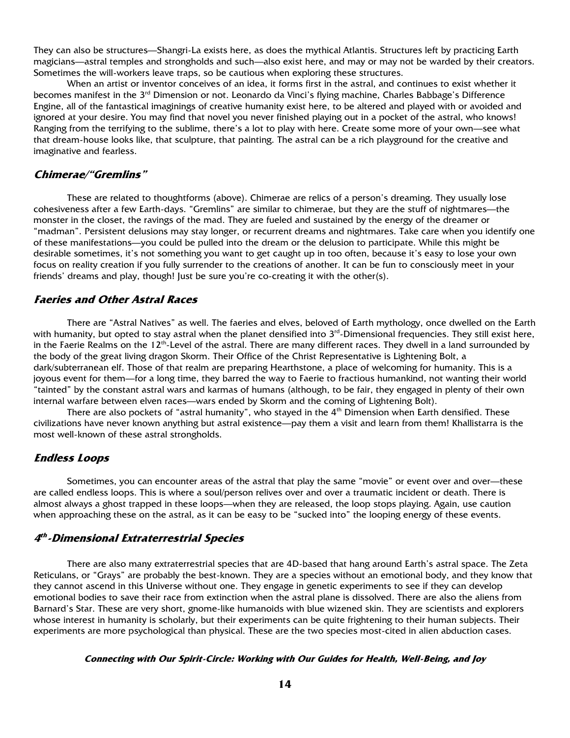They can also be structures—Shangri-La exists here, as does the mythical Atlantis. Structures left by practicing Earth magicians—astral temples and strongholds and such—also exist here, and may or may not be warded by their creators. Sometimes the will-workers leave traps, so be cautious when exploring these structures.

When an artist or inventor conceives of an idea, it forms first in the astral, and continues to exist whether it becomes manifest in the 3rd Dimension or not. Leonardo da Vinci's flying machine, Charles Babbage's Difference Engine, all of the fantastical imaginings of creative humanity exist here, to be altered and played with or avoided and ignored at your desire. You may find that novel you never finished playing out in a pocket of the astral, who knows! Ranging from the terrifying to the sublime, there's a lot to play with here. Create some more of your own—see what that dream-house looks like, that sculpture, that painting. The astral can be a rich playground for the creative and imaginative and fearless.

### *Chimerae/"Gremlins"*

These are related to thoughtforms (above). Chimerae are relics of a person's dreaming. They usually lose cohesiveness after a few Earth-days. "Gremlins" are similar to chimerae, but they are the stuff of nightmares—the monster in the closet, the ravings of the mad. They are fueled and sustained by the energy of the dreamer or "madman". Persistent delusions may stay longer, or recurrent dreams and nightmares. Take care when you identify one of these manifestations—you could be pulled into the dream or the delusion to participate. While this might be desirable sometimes, it's not something you want to get caught up in too often, because it's easy to lose your own focus on reality creation if you fully surrender to the creations of another. It can be fun to consciously meet in your friends' dreams and play, though! Just be sure you're co-creating it with the other(s).

### *Faeries and Other Astral Races*

There are "Astral Natives" as well. The faeries and elves, beloved of Earth mythology, once dwelled on the Earth with humanity, but opted to stay astral when the planet densified into 3rd-Dimensional frequencies. They still exist here, in the Faerie Realms on the 12th-Level of the astral. There are many different races. They dwell in a land surrounded by the body of the great living dragon Skorm. Their Office of the Christ Representative is Lightening Bolt, a dark/subterranean elf. Those of that realm are preparing Hearthstone, a place of welcoming for humanity. This is a joyous event for them—for a long time, they barred the way to Faerie to fractious humankind, not wanting their world "tainted" by the constant astral wars and karmas of humans (although, to be fair, they engaged in plenty of their own internal warfare between elven races—wars ended by Skorm and the coming of Lightening Bolt).

There are also pockets of "astral humanity", who stayed in the 4th Dimension when Earth densified. These civilizations have never known anything but astral existence—pay them a visit and learn from them! Khallistarra is the most well-known of these astral strongholds.

### *Endless Loops*

Sometimes, you can encounter areas of the astral that play the same "movie" or event over and over—these are called endless loops. This is where a soul/person relives over and over a traumatic incident or death. There is almost always a ghost trapped in these loops—when they are released, the loop stops playing. Again, use caution when approaching these on the astral, as it can be easy to be "sucked into" the looping energy of these events.

### *4th-Dimensional Extraterrestrial Species*

There are also many extraterrestrial species that are 4D-based that hang around Earth's astral space. The Zeta Reticulans, or "Grays" are probably the best-known. They are a species without an emotional body, and they know that they cannot ascend in this Universe without one. They engage in genetic experiments to see if they can develop emotional bodies to save their race from extinction when the astral plane is dissolved. There are also the aliens from Barnard's Star. These are very short, gnome-like humanoids with blue wizened skin. They are scientists and explorers whose interest in humanity is scholarly, but their experiments can be quite frightening to their human subjects. Their experiments are more psychological than physical. These are the two species most-cited in alien abduction cases.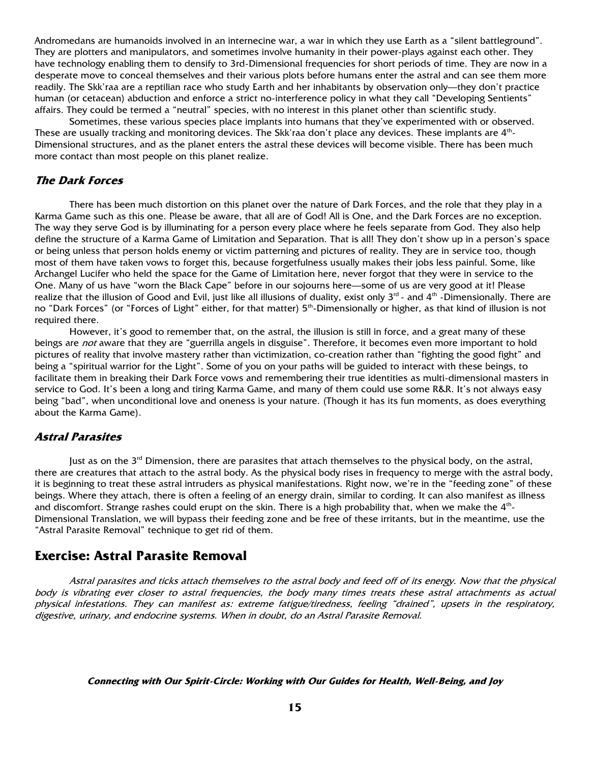Andromedans are humanoids involved in an internecine war, a war in which they use Earth as a "silent battleground". They are plotters and manipulators, and sometimes involve humanity in their power-plays against each other. They have technology enabling them to densify to 3rd-Dimensional frequencies for short periods of time. They are now in a desperate move to conceal themselves and their various plots before humans enter the astral and can see them more readily. The Skk'raa are a reptilian race who study Earth and her inhabitants by observation only—they don't practice human (or cetacean) abduction and enforce a strict no-interference policy in what they call "Developing Sentients" affairs. They could be termed a "neutral" species, with no interest in this planet other than scientific study.

Sometimes, these various species place implants into humans that they've experimented with or observed. These are usually tracking and monitoring devices. The Skk'raa don't place any devices. These implants are 4th-Dimensional structures, and as the planet enters the astral these devices will become visible. There has been much more contact than most people on this planet realize.

### *The Dark Forces*

There has been much distortion on this planet over the nature of Dark Forces, and the role that they play in a Karma Game such as this one. Please be aware, that all are of God! All is One, and the Dark Forces are no exception. The way they serve God is by illuminating for a person every place where he feels separate from God. They also help define the structure of a Karma Game of Limitation and Separation. That is all! They don't show up in a person's space or being unless that person holds enemy or victim patterning and pictures of reality. They are in service too, though most of them have taken vows to forget this, because forgetfulness usually makes their jobs less painful. Some, like Archangel Lucifer who held the space for the Game of Limitation here, never forgot that they were in service to the One. Many of us have "worn the Black Cape" before in our sojourns here—some of us are very good at it! Please realize that the illusion of Good and Evil, just like all illusions of duality, exist only 3rd - and 4th -Dimensionally. There are no "Dark Forces" (or "Forces of Light" either, for that matter) 5th-Dimensionally or higher, as that kind of illusion is not required there.

However, it's good to remember that, on the astral, the illusion is still in force, and a great many of these beings are *not* aware that they are "guerrilla angels in disguise". Therefore, it becomes even more important to hold pictures of reality that involve mastery rather than victimization, co-creation rather than "fighting the good fight" and being a "spiritual warrior for the Light". Some of you on your paths will be guided to interact with these beings, to facilitate them in breaking their Dark Force vows and remembering their true identities as multi-dimensional masters in service to God. It's been a long and tiring Karma Game, and many of them could use some R&R. It's not always easy being "bad", when unconditional love and oneness is your nature. (Though it has its fun moments, as does everything about the Karma Game).

### *Astral Parasites*

Just as on the 3rd Dimension, there are parasites that attach themselves to the physical body, on the astral, there are creatures that attach to the astral body. As the physical body rises in frequency to merge with the astral body, it is beginning to treat these astral intruders as physical manifestations. Right now, we're in the "feeding zone" of these beings. Where they attach, there is often a feeling of an energy drain, similar to cording. It can also manifest as illness and discomfort. Strange rashes could erupt on the skin. There is a high probability that, when we make the 4th-Dimensional Translation, we will bypass their feeding zone and be free of these irritants, but in the meantime, use the "Astral Parasite Removal" technique to get rid of them.

## Exercise: Astral Parasite Removal

*Astral parasites and ticks attach themselves to the astral body and feed off of its energy. Now that the physical body is vibrating ever closer to astral frequencies, the body many times treats these astral attachments as actual physical infestations. They can manifest as: extreme fatigue/tiredness, feeling "drained", upsets in the respiratory, digestive, urinary, and endocrine systems. When in doubt, do an Astral Parasite Removal.*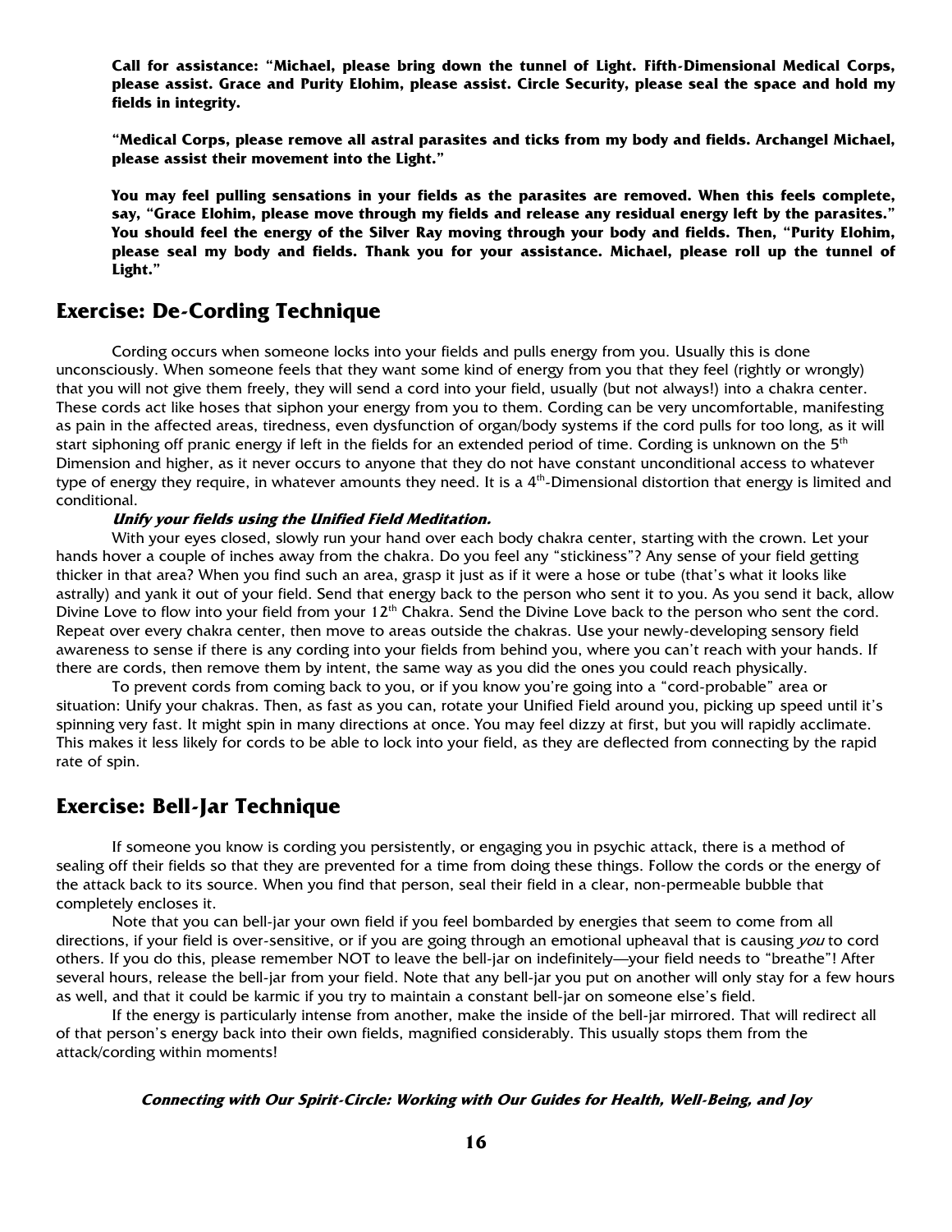**Call for assistance: "Michael, please bring down the tunnel of Light. Fifth-Dimensional Medical Corps, please assist. Grace and Purity Elohim, please assist. Circle Security, please seal the space and hold my fields in integrity.**

**"Medical Corps, please remove all astral parasites and ticks from my body and fields. Archangel Michael, please assist their movement into the Light."**

**You may feel pulling sensations in your fields as the parasites are removed. When this feels complete, say, "Grace Elohim, please move through my fields and release any residual energy left by the parasites." You should feel the energy of the Silver Ray moving through your body and fields. Then, "Purity Elohim, please seal my body and fields. Thank you for your assistance. Michael, please roll up the tunnel of Light."**

## Exercise: De-Cording Technique

Cording occurs when someone locks into your fields and pulls energy from you. Usually this is done unconsciously. When someone feels that they want some kind of energy from you that they feel (rightly or wrongly) that you will not give them freely, they will send a cord into your field, usually (but not always!) into a chakra center. These cords act like hoses that siphon your energy from you to them. Cording can be very uncomfortable, manifesting as pain in the affected areas, tiredness, even dysfunction of organ/body systems if the cord pulls for too long, as it will start siphoning off pranic energy if left in the fields for an extended period of time. Cording is unknown on the 5th Dimension and higher, as it never occurs to anyone that they do not have constant unconditional access to whatever type of energy they require, in whatever amounts they need. It is a 4th-Dimensional distortion that energy is limited and conditional.

***Unify your fields using the Unified Field Meditation.***

With your eyes closed, slowly run your hand over each body chakra center, starting with the crown. Let your hands hover a couple of inches away from the chakra. Do you feel any "stickiness"? Any sense of your field getting thicker in that area? When you find such an area, grasp it just as if it were a hose or tube (that's what it looks like astrally) and yank it out of your field. Send that energy back to the person who sent it to you. As you send it back, allow Divine Love to flow into your field from your 12th Chakra. Send the Divine Love back to the person who sent the cord. Repeat over every chakra center, then move to areas outside the chakras. Use your newly-developing sensory field awareness to sense if there is any cording into your fields from behind you, where you can't reach with your hands. If there are cords, then remove them by intent, the same way as you did the ones you could reach physically.

To prevent cords from coming back to you, or if you know you're going into a "cord-probable" area or situation: Unify your chakras. Then, as fast as you can, rotate your Unified Field around you, picking up speed until it's spinning very fast. It might spin in many directions at once. You may feel dizzy at first, but you will rapidly acclimate. This makes it less likely for cords to be able to lock into your field, as they are deflected from connecting by the rapid rate of spin.

## Exercise: Bell-Jar Technique

If someone you know is cording you persistently, or engaging you in psychic attack, there is a method of sealing off their fields so that they are prevented for a time from doing these things. Follow the cords or the energy of the attack back to its source. When you find that person, seal their field in a clear, non-permeable bubble that completely encloses it.

Note that you can bell-jar your own field if you feel bombarded by energies that seem to come from all directions, if your field is over-sensitive, or if you are going through an emotional upheaval that is causing *you* to cord others. If you do this, please remember NOT to leave the bell-jar on indefinitely—your field needs to "breathe"! After several hours, release the bell-jar from your field. Note that any bell-jar you put on another will only stay for a few hours as well, and that it could be karmic if you try to maintain a constant bell-jar on someone else's field.

If the energy is particularly intense from another, make the inside of the bell-jar mirrored. That will redirect all of that person's energy back into their own fields, magnified considerably. This usually stops them from the attack/cording within moments!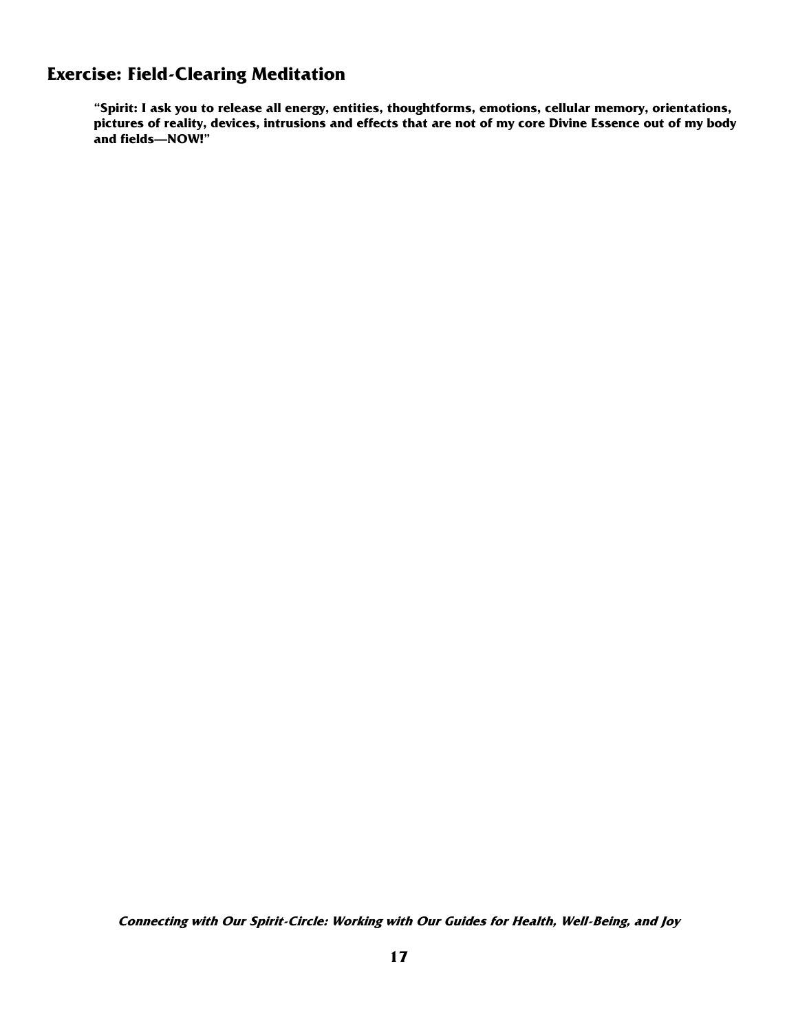## Exercise: Field-Clearing Meditation

**"Spirit: I ask you to release all energy, entities, thoughtforms, emotions, cellular memory, orientations, pictures of reality, devices, intrusions and effects that are not of my core Divine Essence out of my body and fields—NOW!"**